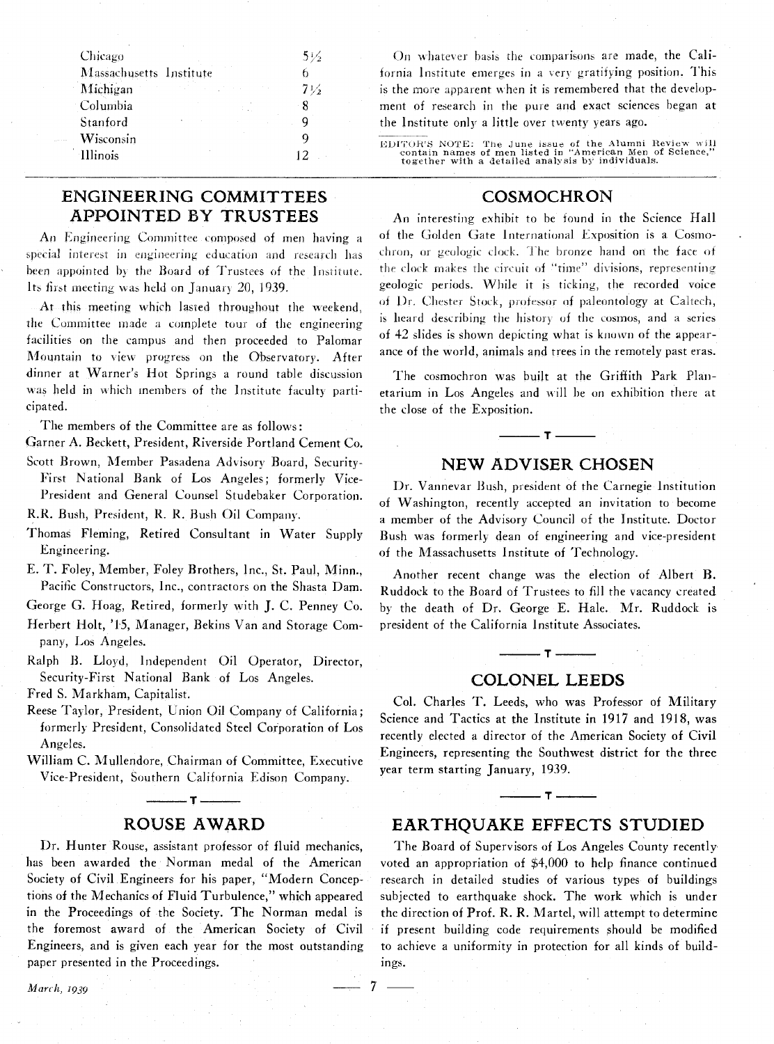| | |
|---|---|
| Chicago | 5½ |
| Massachusetts Institute | 6 |
| Michigan | 7½ |
| Columbia | 8 |
| Stanford | 9 |
| Wisconsin | 9 |
| Illinois | 12 |

On whatever basis the comparisons are made, the California Institute emerges in a very gratifying position. This is the more apparent when it is remembered that the development of research in the pure and exact sciences began at the Institute only a little over twenty years ago.

EDITOR'S NOTE: The June issue of the Alumni Review will contain names of men listed in "American Men of Science," together with a detailed analysis by individuals.

## ENGINEERING COMMITTEES APPOINTED BY TRUSTEES

An Engineering Committee composed of men having a special interest in engineering education and research has been appointed by the Board of Trustees of the Institute. Its first meeting was held on January 20, 1939.

At this meeting which lasted throughout the weekend, the Committee made a complete tour of the engineering facilities on the campus and then proceeded to Palomar Mountain to view progress on the Observatory. After dinner at Warner's Hot Springs a round table discussion was held in which members of the Institute faculty participated.

The members of the Committee are as follows:

Garner A. Beckett, President, Riverside Portland Cement Co.

Scott Brown, Member Pasadena Advisory Board, Security-First National Bank of Los Angeles; formerly Vice-President and General Counsel Studebaker Corporation.

R.R. Bush, President, R. R. Bush Oil Company.

Thomas Fleming, Retired Consultant in Water Supply Engineering.

E. T. Foley, Member, Foley Brothers, Inc., St. Paul, Minn., Pacific Constructors, Inc., contractors on the Shasta Dam.

George G. Hoag, Retired, formerly with J. C. Penney Co.

Herbert Holt, '15, Manager, Bekins Van and Storage Company, Los Angeles.

Ralph B. Lloyd, Independent Oil Operator, Director, Security-First National Bank of Los Angeles.

Fred S. Markham, Capitalist.

Reese Taylor, President, Union Oil Company of California; formerly President, Consolidated Steel Corporation of Los Angeles.

William C. Mullendore, Chairman of Committee, Executive Vice-President, Southern California Edison Company.

## ROUSE AWARD

Dr. Hunter Rouse, assistant professor of fluid mechanics, has been awarded the Norman medal of the American Society of Civil Engineers for his paper, "Modern Conceptions of the Mechanics of Fluid Turbulence," which appeared in the Proceedings of the Society. The Norman medal is the foremost award of the American Society of Civil Engineers, and is given each year for the most outstanding paper presented in the Proceedings.

## COSMOCHRON

An interesting exhibit to be found in the Science Hall of the Golden Gate International Exposition is a Cosmochron, or geologic clock. The bronze hand on the face of the clock makes the circuit of "time" divisions, representing geologic periods. While it is ticking, the recorded voice of Dr. Chester Stock, professor of paleontology at Caltech, is heard describing the history of the cosmos, and a series of 42 slides is shown depicting what is known of the appearance of the world, animals and trees in the remotely past eras.

The cosmochron was built at the Griffith Park Planetarium in Los Angeles and will be on exhibition there at the close of the Exposition.

## NEW ADVISER CHOSEN

Dr. Vannevar Bush, president of the Carnegie Institution of Washington, recently accepted an invitation to become a member of the Advisory Council of the Institute. Doctor Bush was formerly dean of engineering and vice-president of the Massachusetts Institute of Technology.

Another recent change was the election of Albert B. Ruddock to the Board of Trustees to fill the vacancy created by the death of Dr. George E. Hale. Mr. Ruddock is president of the California Institute Associates.

## COLONEL LEEDS

Col. Charles T. Leeds, who was Professor of Military Science and Tactics at the Institute in 1917 and 1918, was recently elected a director of the American Society of Civil Engineers, representing the Southwest district for the three year term starting January, 1939.

## EARTHQUAKE EFFECTS STUDIED

The Board of Supervisors of Los Angeles County recently voted an appropriation of $4,000 to help finance continued research in detailed studies of various types of buildings subjected to earthquake shock. The work which is under the direction of Prof. R. R. Martel, will attempt to determine if present building code requirements should be modified to achieve a uniformity in protection for all kinds of buildings.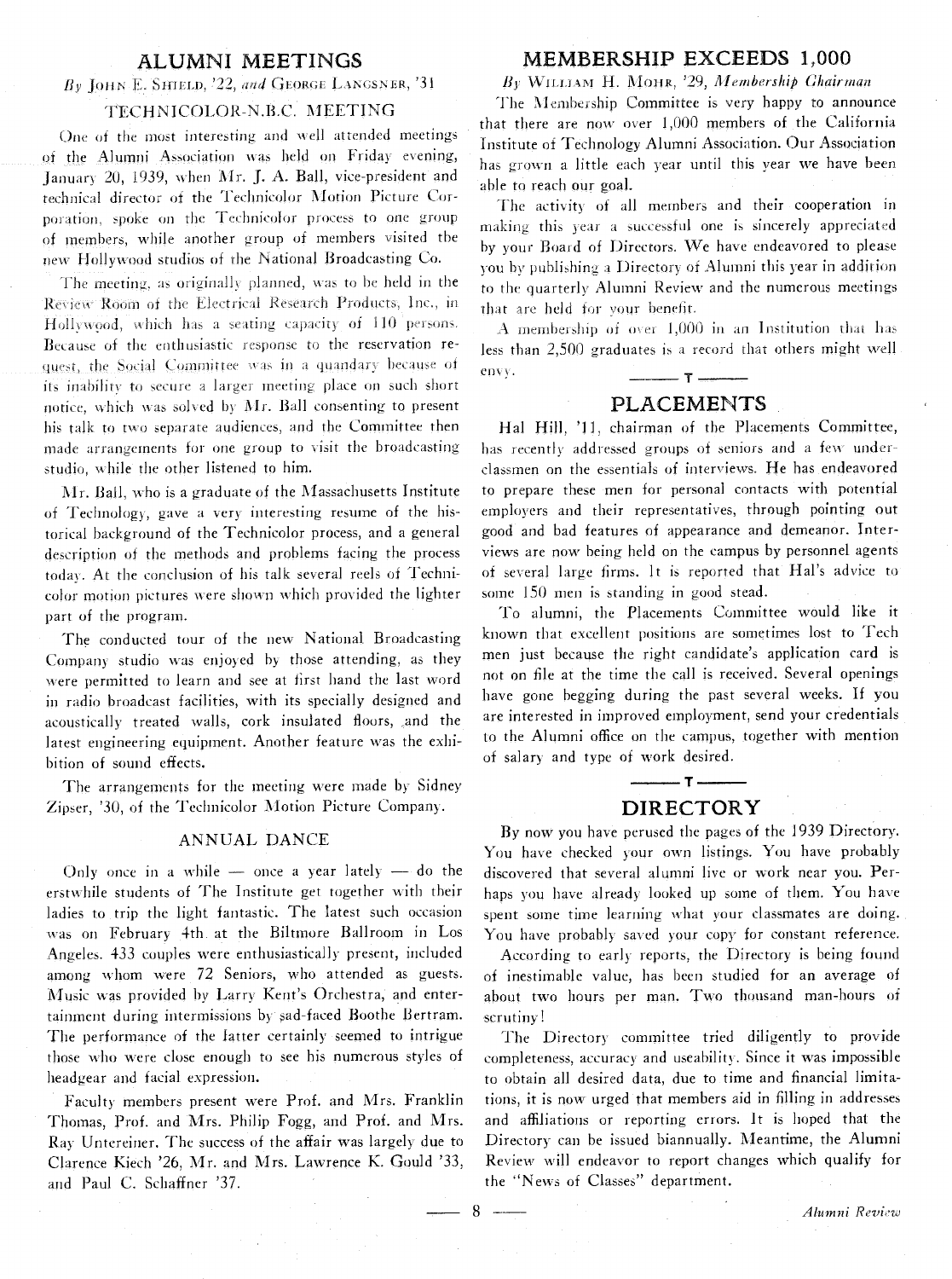## ALUMNI MEETINGS

*By* John E. Shield, '22, *and* George Langsner, '31

### TECHNICOLOR-N.B.C. MEETING

One of the most interesting and well attended meetings of the Alumni Association was held on Friday evening, January 20, 1939, when Mr. J. A. Ball, vice-president and technical director of the Technicolor Motion Picture Corporation, spoke on the Technicolor process to one group of members, while another group of members visited the new Hollywood studios of the National Broadcasting Co.

The meeting, as originally planned, was to be held in the Review Room of the Electrical Research Products, Inc., in Hollywood, which has a seating capacity of 110 persons. Because of the enthusiastic response to the reservation request, the Social Committee was in a quandary because of its inability to secure a larger meeting place on such short notice, which was solved by Mr. Ball consenting to present his talk to two separate audiences, and the Committee then made arrangements for one group to visit the broadcasting studio, while the other listened to him.

Mr. Ball, who is a graduate of the Massachusetts Institute of Technology, gave a very interesting resume of the historical background of the Technicolor process, and a general description of the methods and problems facing the process today. At the conclusion of his talk several reels of Technicolor motion pictures were shown which provided the lighter part of the program.

The conducted tour of the new National Broadcasting Company studio was enjoyed by those attending, as they were permitted to learn and see at first hand the last word in radio broadcast facilities, with its specially designed and acoustically treated walls, cork insulated floors, and the latest engineering equipment. Another feature was the exhibition of sound effects.

The arrangements for the meeting were made by Sidney Zipser, '30, of the Technicolor Motion Picture Company.

### ANNUAL DANCE

Only once in a while — once a year lately — do the erstwhile students of The Institute get together with their ladies to trip the light fantastic. The latest such occasion was on February 4th at the Biltmore Ballroom in Los Angeles. 433 couples were enthusiastically present, included among whom were 72 Seniors, who attended as guests. Music was provided by Larry Kent's Orchestra, and entertainment during intermissions by sad-faced Boothe Bertram. The performance of the latter certainly seemed to intrigue those who were close enough to see his numerous styles of headgear and facial expression.

Faculty members present were Prof. and Mrs. Franklin Thomas, Prof. and Mrs. Philip Fogg, and Prof. and Mrs. Ray Untereiner. The success of the affair was largely due to Clarence Kiech '26, Mr. and Mrs. Lawrence K. Gould '33, and Paul C. Schaffner '37.

## MEMBERSHIP EXCEEDS 1,000

*By* William H. Mohr, '29, *Membership Chairman*

The Membership Committee is very happy to announce that there are now over 1,000 members of the California Institute of Technology Alumni Association. Our Association has grown a little each year until this year we have been able to reach our goal.

The activity of all members and their cooperation in making this year a successful one is sincerely appreciated by your Board of Directors. We have endeavored to please you by publishing a Directory of Alumni this year in addition to the quarterly Alumni Review and the numerous meetings that are held for your benefit.

A membership of over 1,000 in an Institution that has less than 2,500 graduates is a record that others might well envy.

## PLACEMENTS

Hal Hill, '11, chairman of the Placements Committee, has recently addressed groups of seniors and a few underclassmen on the essentials of interviews. He has endeavored to prepare these men for personal contacts with potential employers and their representatives, through pointing out good and bad features of appearance and demeanor. Interviews are now being held on the campus by personnel agents of several large firms. It is reported that Hal's advice to some 150 men is standing in good stead.

To alumni, the Placements Committee would like it known that excellent positions are sometimes lost to Tech men just because the right candidate's application card is not on file at the time the call is received. Several openings have gone begging during the past several weeks. If you are interested in improved employment, send your credentials to the Alumni office on the campus, together with mention of salary and type of work desired.

## DIRECTORY

By now you have perused the pages of the 1939 Directory. You have checked your own listings. You have probably discovered that several alumni live or work near you. Perhaps you have already looked up some of them. You have spent some time learning what your classmates are doing. You have probably saved your copy for constant reference.

According to early reports, the Directory is being found of inestimable value, has been studied for an average of about two hours per man. Two thousand man-hours of scrutiny!

The Directory committee tried diligently to provide completeness, accuracy and useability. Since it was impossible to obtain all desired data, due to time and financial limitations, it is now urged that members aid in filling in addresses and affiliations or reporting errors. It is hoped that the Directory can be issued biannually. Meantime, the Alumni Review will endeavor to report changes which qualify for the "News of Classes" department.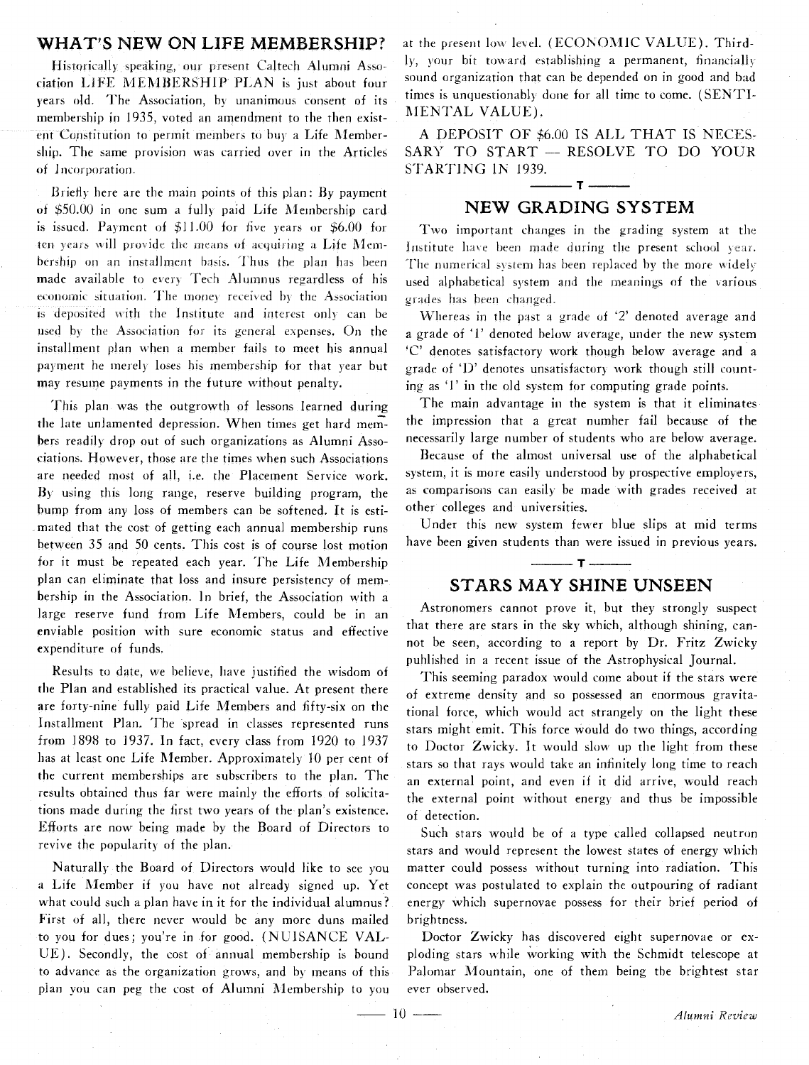## WHAT'S NEW ON LIFE MEMBERSHIP?

Historically speaking, our present Caltech Alumni Association LIFE MEMBERSHIP PLAN is just about four years old. The Association, by unanimous consent of its membership in 1935, voted an amendment to the then existent Constitution to permit members to buy a Life Membership. The same provision was carried over in the Articles of Incorporation.

Briefly here are the main points of this plan: By payment of \$50.00 in one sum a fully paid Life Membership card is issued. Payment of \$11.00 for five years or \$6.00 for ten years will provide the means of acquiring a Life Membership on an installment basis. Thus the plan has been made available to every Tech Alumnus regardless of his economic situation. The money received by the Association is deposited with the Institute and interest only can be used by the Association for its general expenses. On the installment plan when a member fails to meet his annual payment he merely loses his membership for that year but may resume payments in the future without penalty.

This plan was the outgrowth of lessons learned during the late unlamented depression. When times get hard members readily drop out of such organizations as Alumni Associations. However, those are the times when such Associations are needed most of all, i.e. the Placement Service work. By using this long range, reserve building program, the bump from any loss of members can be softened. It is estimated that the cost of getting each annual membership runs between 35 and 50 cents. This cost is of course lost motion for it must be repeated each year. The Life Membership plan can eliminate that loss and insure persistency of membership in the Association. In brief, the Association with a large reserve fund from Life Members, could be in an enviable position with sure economic status and effective expenditure of funds.

Results to date, we believe, have justified the wisdom of the Plan and established its practical value. At present there are forty-nine fully paid Life Members and fifty-six on the Installment Plan. The spread in classes represented runs from 1898 to 1937. In fact, every class from 1920 to 1937 has at least one Life Member. Approximately 10 per cent of the current memberships are subscribers to the plan. The results obtained thus far were mainly the efforts of solicitations made during the first two years of the plan's existence. Efforts are now being made by the Board of Directors to revive the popularity of the plan.

Naturally the Board of Directors would like to see you a Life Member if you have not already signed up. Yet what could such a plan have in it for the individual alumnus? First of all, there never would be any more duns mailed to you for dues; you're in for good. (NUISANCE VALUE). Secondly, the cost of annual membership is bound to advance as the organization grows, and by means of this plan you can peg the cost of Alumni Membership to you at the present low level. (ECONOMIC VALUE). Thirdly, your bit toward establishing a permanent, financially sound organization that can be depended on in good and bad times is unquestionably done for all time to come. (SENTIMENTAL VALUE).

A DEPOSIT OF \$6.00 IS ALL THAT IS NECESSARY TO START — RESOLVE TO DO YOUR STARTING IN 1939.

## NEW GRADING SYSTEM

Two important changes in the grading system at the Institute have been made during the present school year. The numerical system has been replaced by the more widely used alphabetical system and the meanings of the various grades has been changed.

Whereas in the past a grade of '2' denoted average and a grade of '1' denoted below average, under the new system 'C' denotes satisfactory work though below average and a grade of 'D' denotes unsatisfactory work though still counting as '1' in the old system for computing grade points.

The main advantage in the system is that it eliminates the impression that a great number fail because of the necessarily large number of students who are below average.

Because of the almost universal use of the alphabetical system, it is more easily understood by prospective employers, as comparisons can easily be made with grades received at other colleges and universities.

Under this new system fewer blue slips at mid terms have been given students than were issued in previous years.

## STARS MAY SHINE UNSEEN

Astronomers cannot prove it, but they strongly suspect that there are stars in the sky which, although shining, cannot be seen, according to a report by Dr. Fritz Zwicky published in a recent issue of the Astrophysical Journal.

This seeming paradox would come about if the stars were of extreme density and so possessed an enormous gravitational force, which would act strangely on the light these stars might emit. This force would do two things, according to Doctor Zwicky. It would slow up the light from these stars so that rays would take an infinitely long time to reach an external point, and even if it did arrive, would reach the external point without energy and thus be impossible of detection.

Such stars would be of a type called collapsed neutron stars and would represent the lowest states of energy which matter could possess without turning into radiation. This concept was postulated to explain the outpouring of radiant energy which supernovae possess for their brief period of brightness.

Doctor Zwicky has discovered eight supernovae or exploding stars while working with the Schmidt telescope at Palomar Mountain, one of them being the brightest star ever observed.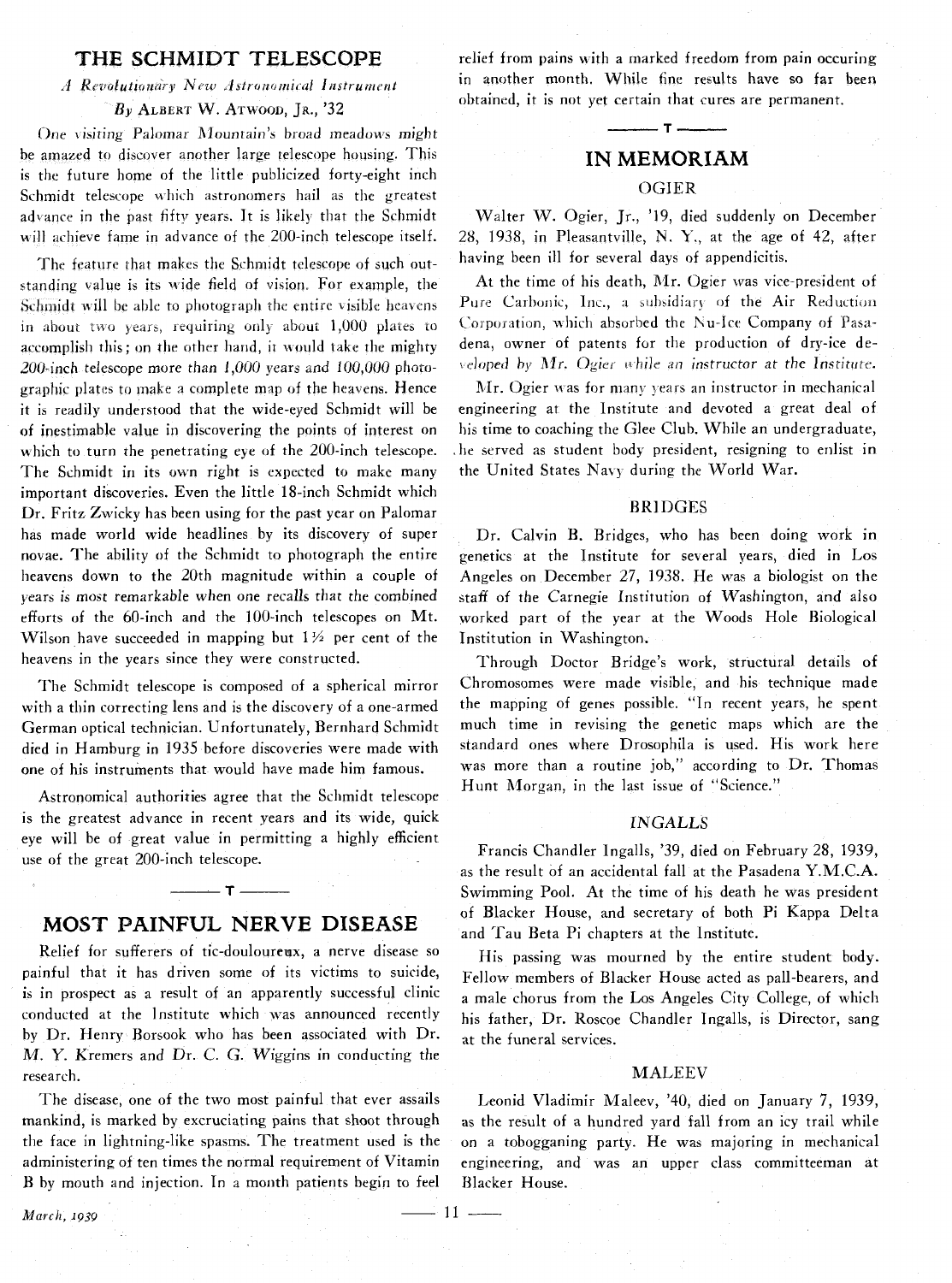## THE SCHMIDT TELESCOPE

*A Revolutionary New Astronomical Instrument*

*By* ALBERT W. ATWOOD, JR., '32

One visiting Palomar Mountain's broad meadows might be amazed to discover another large telescope housing. This is the future home of the little publicized forty-eight inch Schmidt telescope which astronomers hail as the greatest advance in the past fifty years. It is likely that the Schmidt will achieve fame in advance of the 200-inch telescope itself.

The feature that makes the Schmidt telescope of such outstanding value is its wide field of vision. For example, the Schmidt will be able to photograph the entire visible heavens in about two years, requiring only about 1,000 plates to accomplish this; on the other hand, it would take the mighty 200-inch telescope more than 1,000 years and 100,000 photographic plates to make a complete map of the heavens. Hence it is readily understood that the wide-eyed Schmidt will be of inestimable value in discovering the points of interest on which to turn the penetrating eye of the 200-inch telescope. The Schmidt in its own right is expected to make many important discoveries. Even the little 18-inch Schmidt which Dr. Fritz Zwicky has been using for the past year on Palomar has made world wide headlines by its discovery of super novae. The ability of the Schmidt to photograph the entire heavens down to the 20th magnitude within a couple of years is most remarkable when one recalls that the combined efforts of the 60-inch and the 100-inch telescopes on Mt. Wilson have succeeded in mapping but 1½ per cent of the heavens in the years since they were constructed.

The Schmidt telescope is composed of a spherical mirror with a thin correcting lens and is the discovery of a one-armed German optical technician. Unfortunately, Bernhard Schmidt died in Hamburg in 1935 before discoveries were made with one of his instruments that would have made him famous.

Astronomical authorities agree that the Schmidt telescope is the greatest advance in recent years and its wide, quick eye will be of great value in permitting a highly efficient use of the great 200-inch telescope.

— T —

## MOST PAINFUL NERVE DISEASE

Relief for sufferers of tic-douloureux, a nerve disease so painful that it has driven some of its victims to suicide, is in prospect as a result of an apparently successful clinic conducted at the Institute which was announced recently by Dr. Henry Borsook who has been associated with Dr. M. Y. Kremers and Dr. C. G. Wiggins in conducting the research.

The disease, one of the two most painful that ever assails mankind, is marked by excruciating pains that shoot through the face in lightning-like spasms. The treatment used is the administering of ten times the normal requirement of Vitamin B by mouth and injection. In a month patients begin to feel relief from pains with a marked freedom from pain occuring in another month. While fine results have so far been obtained, it is not yet certain that cures are permanent.

— T —

## IN MEMORIAM

### OGIER

Walter W. Ogier, Jr., '19, died suddenly on December 28, 1938, in Pleasantville, N. Y., at the age of 42, after having been ill for several days of appendicitis.

At the time of his death, Mr. Ogier was vice-president of Pure Carbonic, Inc., a subsidiary of the Air Reduction Corporation, which absorbed the Nu-Ice Company of Pasadena, owner of patents for the production of dry-ice developed by Mr. Ogier while an instructor at the Institute.

Mr. Ogier was for many years an instructor in mechanical engineering at the Institute and devoted a great deal of his time to coaching the Glee Club. While an undergraduate, he served as student body president, resigning to enlist in the United States Navy during the World War.

### BRIDGES

Dr. Calvin B. Bridges, who has been doing work in genetics at the Institute for several years, died in Los Angeles on December 27, 1938. He was a biologist on the staff of the Carnegie Institution of Washington, and also worked part of the year at the Woods Hole Biological Institution in Washington.

Through Doctor Bridge's work, structural details of Chromosomes were made visible, and his technique made the mapping of genes possible. "In recent years, he spent much time in revising the genetic maps which are the standard ones where Drosophila is used. His work here was more than a routine job," according to Dr. Thomas Hunt Morgan, in the last issue of "Science."

### INGALLS

Francis Chandler Ingalls, '39, died on February 28, 1939, as the result of an accidental fall at the Pasadena Y.M.C.A. Swimming Pool. At the time of his death he was president of Blacker House, and secretary of both Pi Kappa Delta and Tau Beta Pi chapters at the Institute.

His passing was mourned by the entire student body. Fellow members of Blacker House acted as pall-bearers, and a male chorus from the Los Angeles City College, of which his father, Dr. Roscoe Chandler Ingalls, is Director, sang at the funeral services.

### MALEEV

Leonid Vladimir Maleev, '40, died on January 7, 1939, as the result of a hundred yard fall from an icy trail while on a tobogganing party. He was majoring in mechanical engineering, and was an upper class committeeman at Blacker House.